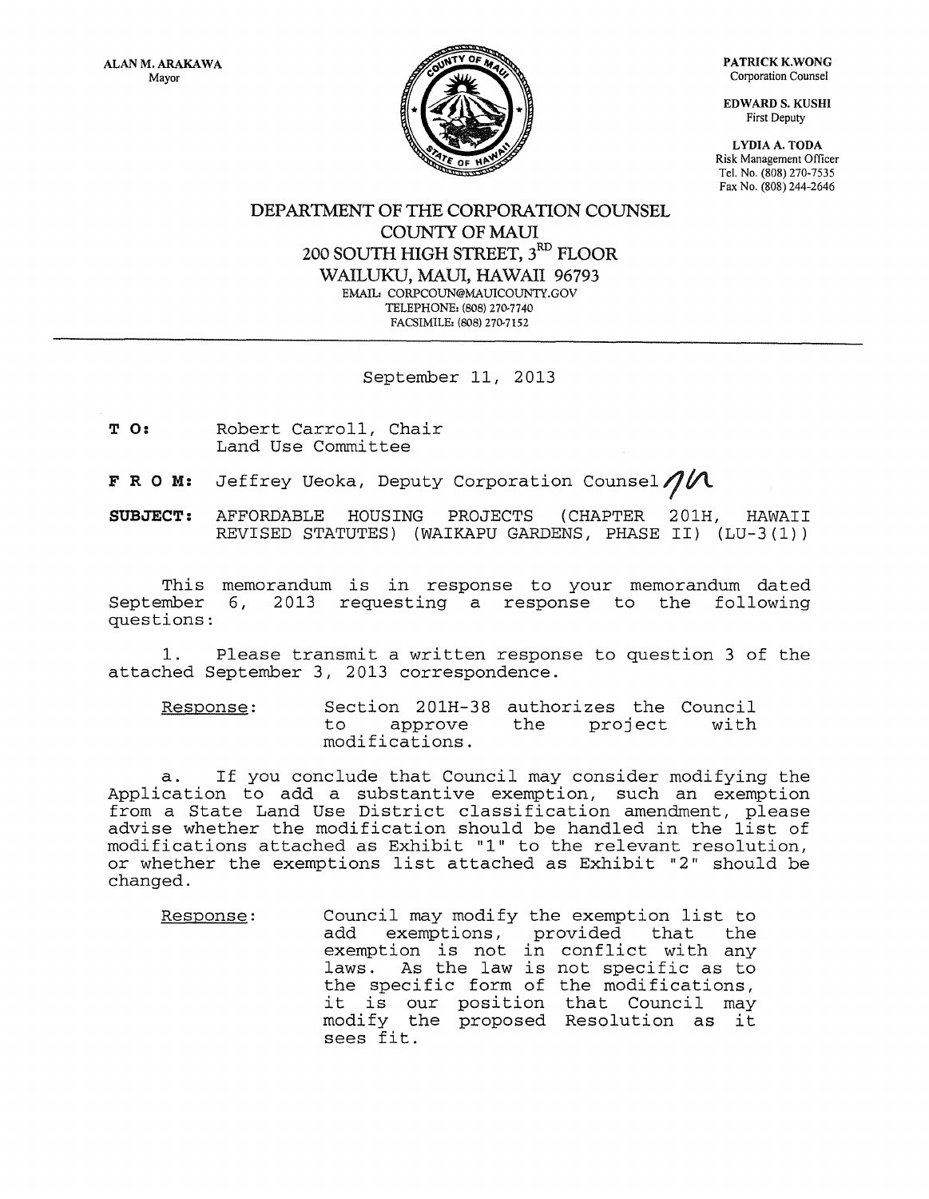ALAN M. ARAKAWA
Mayor

PATRICK K.WONG
Corporation Counsel

EDWARD S. KUSHI
First Deputy

LYDIA A. TODA
Risk Management Officer
Tel. No. (808) 270-7535
Fax No. (808) 244-2646

# DEPARTMENT OF THE CORPORATION COUNSEL
## COUNTY OF MAUI
## 200 SOUTH HIGH STREET, 3RD FLOOR
## WAILUKU, MAUI, HAWAII 96793

EMAIL: CORPCOUN@MAUICOUNTY.GOV
TELEPHONE: (808) 270-7740
FACSIMILE: (808) 270-7152

---

September 11, 2013

**TO:** Robert Carroll, Chair
Land Use Committee

**FROM:** Jeffrey Ueoka, Deputy Corporation Counsel

**SUBJECT:** AFFORDABLE HOUSING PROJECTS (CHAPTER 201H, HAWAII REVISED STATUTES) (WAIKAPU GARDENS, PHASE II) (LU-3(1))

This memorandum is in response to your memorandum dated September 6, 2013 requesting a response to the following questions:

1. Please transmit a written response to question 3 of the attached September 3, 2013 correspondence.

<u>Response</u>: Section 201H-38 authorizes the Council to approve the project with modifications.

a. If you conclude that Council may consider modifying the Application to add a substantive exemption, such an exemption from a State Land Use District classification amendment, please advise whether the modification should be handled in the list of modifications attached as Exhibit "1" to the relevant resolution, or whether the exemptions list attached as Exhibit "2" should be changed.

<u>Response</u>: Council may modify the exemption list to add exemptions, provided that the exemption is not in conflict with any laws. As the law is not specific as to the specific form of the modifications, it is our position that Council may modify the proposed Resolution as it sees fit.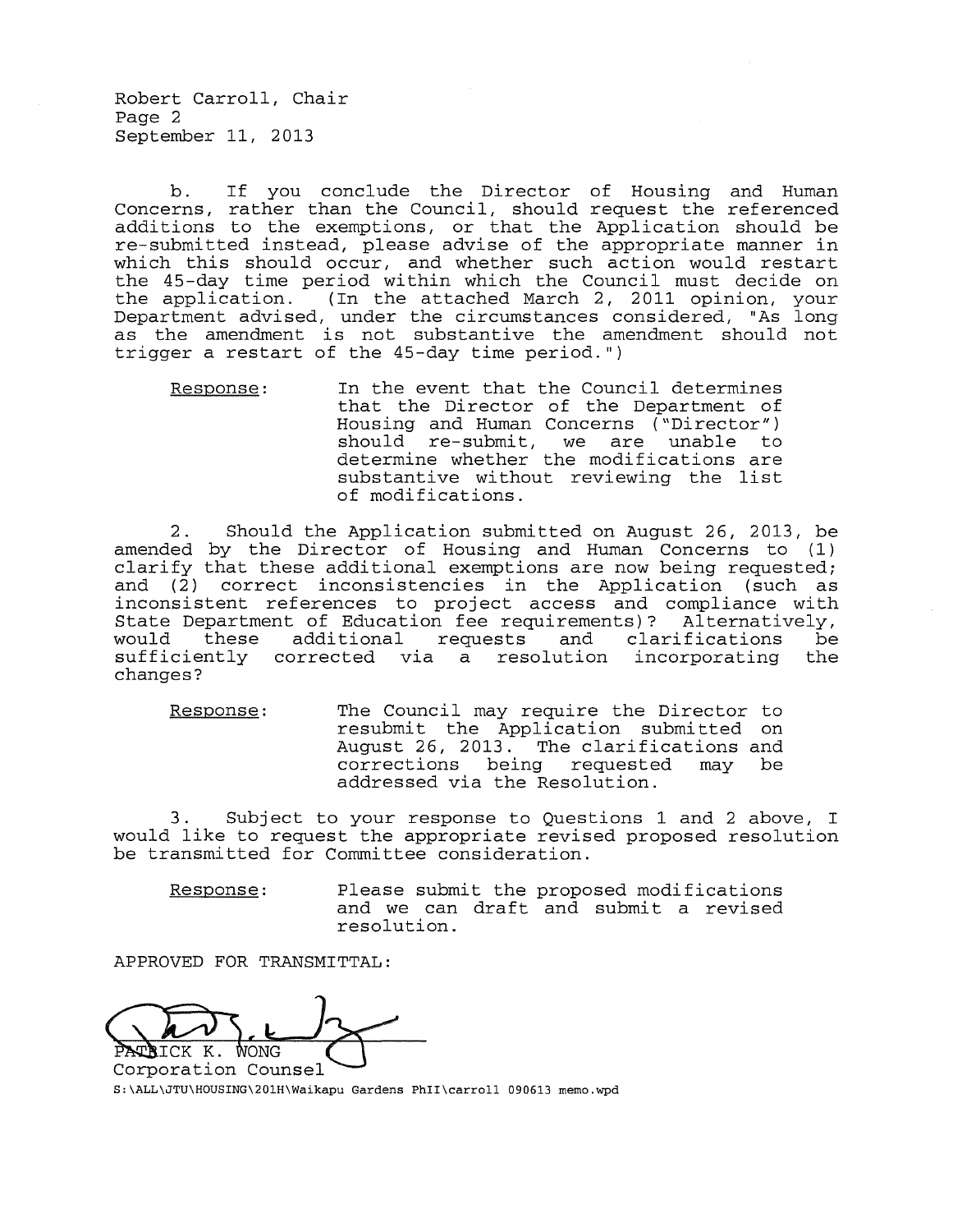Robert Carroll, Chair
Page 2
September 11, 2013

b. If you conclude the Director of Housing and Human Concerns, rather than the Council, should request the referenced additions to the exemptions, or that the Application should be re-submitted instead, please advise of the appropriate manner in which this should occur, and whether such action would restart the 45-day time period within which the Council must decide on the application. (In the attached March 2, 2011 opinion, your Department advised, under the circumstances considered, "As long as the amendment is not substantive the amendment should not trigger a restart of the 45-day time period.")

> Response: In the event that the Council determines that the Director of the Department of Housing and Human Concerns ("Director") should re-submit, we are unable to determine whether the modifications are substantive without reviewing the list of modifications.

2. Should the Application submitted on August 26, 2013, be amended by the Director of Housing and Human Concerns to (1) clarify that these additional exemptions are now being requested; and (2) correct inconsistencies in the Application (such as inconsistent references to project access and compliance with State Department of Education fee requirements)? Alternatively, would these additional requests and clarifications be sufficiently corrected via a resolution incorporating the changes?

> Response: The Council may require the Director to resubmit the Application submitted on August 26, 2013. The clarifications and corrections being requested may be addressed via the Resolution.

3. Subject to your response to Questions 1 and 2 above, I would like to request the appropriate revised proposed resolution be transmitted for Committee consideration.

> Response: Please submit the proposed modifications and we can draft and submit a revised resolution.

APPROVED FOR TRANSMITTAL:

PATRICK K. WONG
Corporation Counsel

S:\ALL\JTU\HOUSING\201H\Waikapu Gardens PhII\carroll 090613 memo.wpd